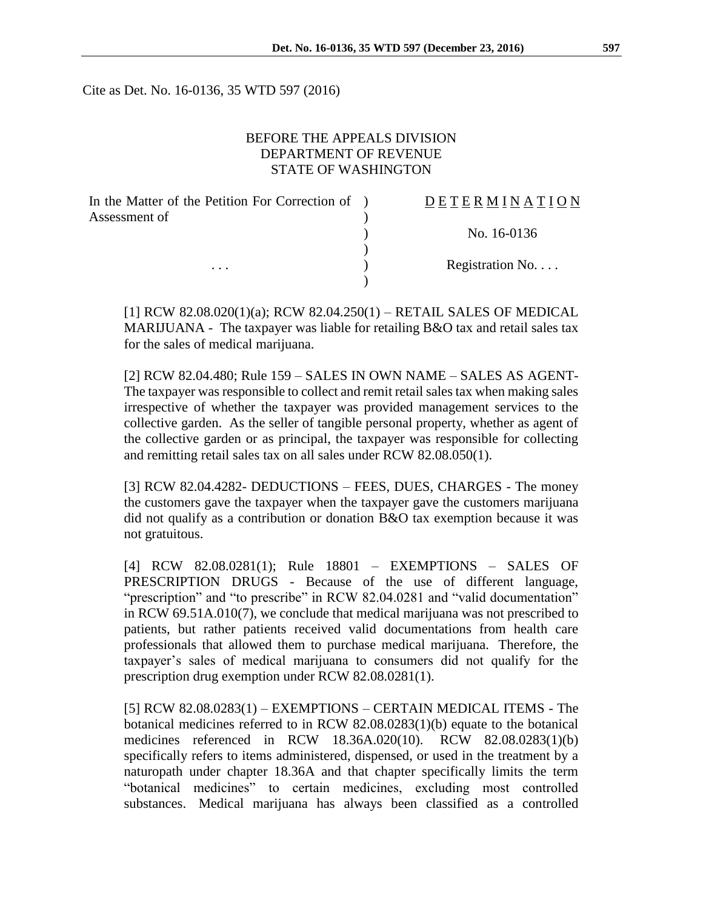Cite as Det. No. 16-0136, 35 WTD 597 (2016)

BEFORE THE APPEALS DIVISION
DEPARTMENT OF REVENUE
STATE OF WASHINGTON

| | | |
|---|---|---|
| In the Matter of the Petition For Correction of Assessment of | ) | D E T E R M I N A T I O N |
| | ) | No. 16-0136 |
| . . . | ) | Registration No. . . . |

[1] RCW 82.08.020(1)(a); RCW 82.04.250(1) – RETAIL SALES OF MEDICAL MARIJUANA - The taxpayer was liable for retailing B&O tax and retail sales tax for the sales of medical marijuana.

[2] RCW 82.04.480; Rule 159 – SALES IN OWN NAME – SALES AS AGENT- The taxpayer was responsible to collect and remit retail sales tax when making sales irrespective of whether the taxpayer was provided management services to the collective garden. As the seller of tangible personal property, whether as agent of the collective garden or as principal, the taxpayer was responsible for collecting and remitting retail sales tax on all sales under RCW 82.08.050(1).

[3] RCW 82.04.4282- DEDUCTIONS – FEES, DUES, CHARGES - The money the customers gave the taxpayer when the taxpayer gave the customers marijuana did not qualify as a contribution or donation B&O tax exemption because it was not gratuitous.

[4] RCW 82.08.0281(1); Rule 18801 – EXEMPTIONS – SALES OF PRESCRIPTION DRUGS - Because of the use of different language, "prescription" and "to prescribe" in RCW 82.04.0281 and "valid documentation" in RCW 69.51A.010(7), we conclude that medical marijuana was not prescribed to patients, but rather patients received valid documentations from health care professionals that allowed them to purchase medical marijuana. Therefore, the taxpayer's sales of medical marijuana to consumers did not qualify for the prescription drug exemption under RCW 82.08.0281(1).

[5] RCW 82.08.0283(1) – EXEMPTIONS – CERTAIN MEDICAL ITEMS - The botanical medicines referred to in RCW 82.08.0283(1)(b) equate to the botanical medicines referenced in RCW 18.36A.020(10). RCW 82.08.0283(1)(b) specifically refers to items administered, dispensed, or used in the treatment by a naturopath under chapter 18.36A and that chapter specifically limits the term "botanical medicines" to certain medicines, excluding most controlled substances. Medical marijuana has always been classified as a controlled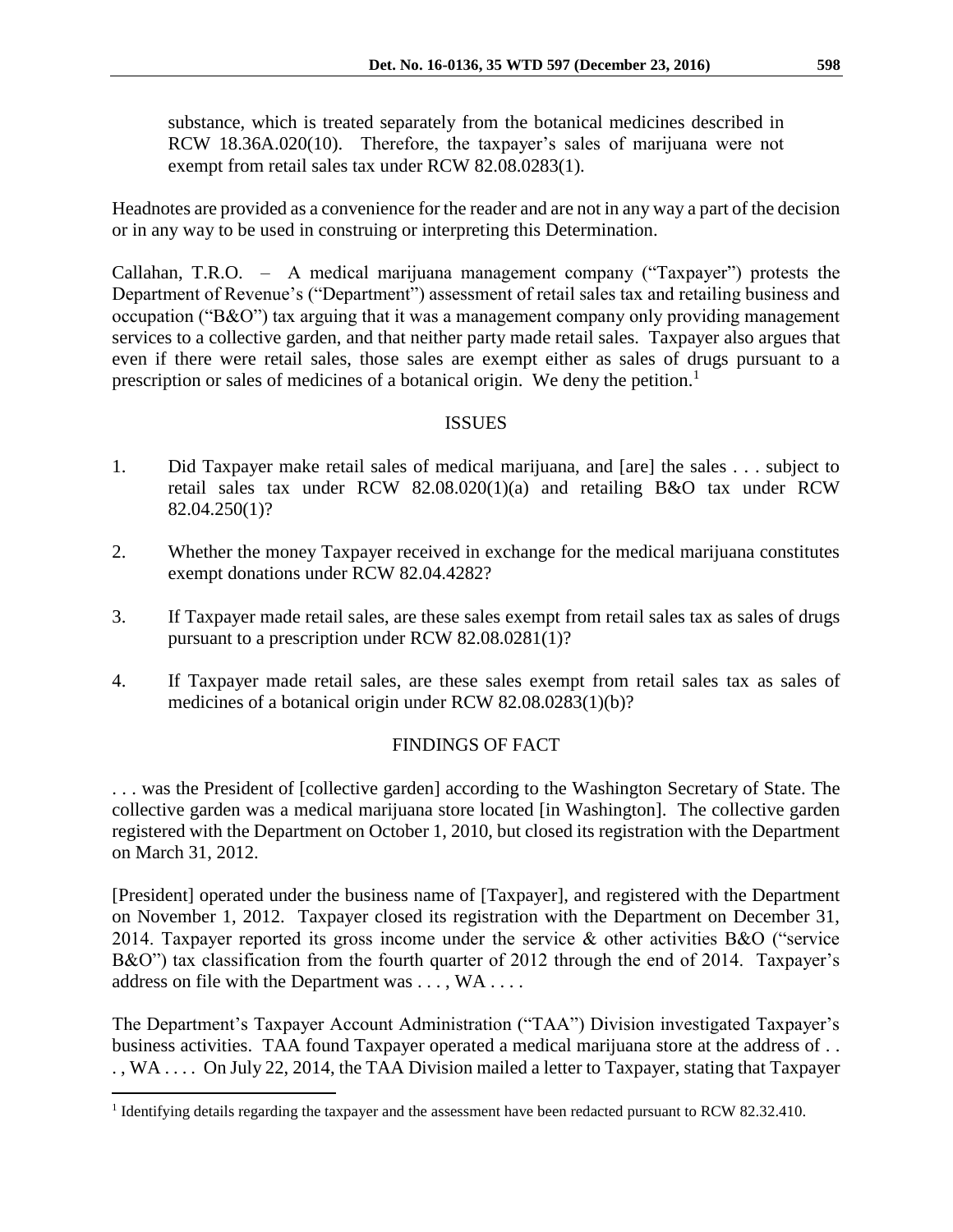substance, which is treated separately from the botanical medicines described in RCW 18.36A.020(10). Therefore, the taxpayer's sales of marijuana were not exempt from retail sales tax under RCW 82.08.0283(1).

Headnotes are provided as a convenience for the reader and are not in any way a part of the decision or in any way to be used in construing or interpreting this Determination.

Callahan, T.R.O. – A medical marijuana management company ("Taxpayer") protests the Department of Revenue's ("Department") assessment of retail sales tax and retailing business and occupation ("B&O") tax arguing that it was a management company only providing management services to a collective garden, and that neither party made retail sales. Taxpayer also argues that even if there were retail sales, those sales are exempt either as sales of drugs pursuant to a prescription or sales of medicines of a botanical origin. We deny the petition.[1]

## ISSUES

1. Did Taxpayer make retail sales of medical marijuana, and [are] the sales . . . subject to retail sales tax under RCW 82.08.020(1)(a) and retailing B&O tax under RCW 82.04.250(1)?

2. Whether the money Taxpayer received in exchange for the medical marijuana constitutes exempt donations under RCW 82.04.4282?

3. If Taxpayer made retail sales, are these sales exempt from retail sales tax as sales of drugs pursuant to a prescription under RCW 82.08.0281(1)?

4. If Taxpayer made retail sales, are these sales exempt from retail sales tax as sales of medicines of a botanical origin under RCW 82.08.0283(1)(b)?

## FINDINGS OF FACT

. . . was the President of [collective garden] according to the Washington Secretary of State. The collective garden was a medical marijuana store located [in Washington]. The collective garden registered with the Department on October 1, 2010, but closed its registration with the Department on March 31, 2012.

[President] operated under the business name of [Taxpayer], and registered with the Department on November 1, 2012. Taxpayer closed its registration with the Department on December 31, 2014. Taxpayer reported its gross income under the service & other activities B&O ("service B&O") tax classification from the fourth quarter of 2012 through the end of 2014. Taxpayer's address on file with the Department was . . . , WA . . . .

The Department's Taxpayer Account Administration ("TAA") Division investigated Taxpayer's business activities. TAA found Taxpayer operated a medical marijuana store at the address of . . . , WA . . . . On July 22, 2014, the TAA Division mailed a letter to Taxpayer, stating that Taxpayer

[1] Identifying details regarding the taxpayer and the assessment have been redacted pursuant to RCW 82.32.410.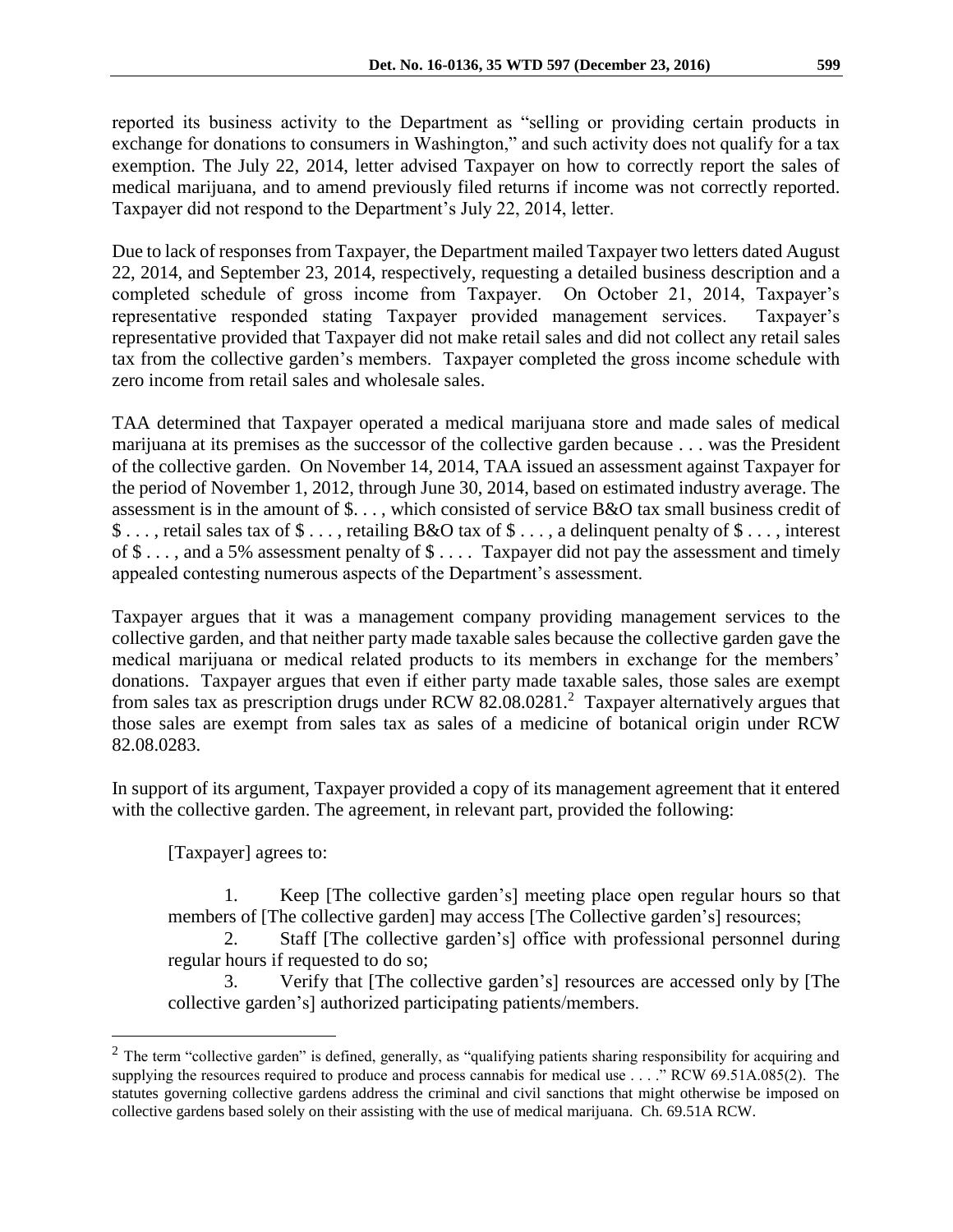reported its business activity to the Department as "selling or providing certain products in exchange for donations to consumers in Washington," and such activity does not qualify for a tax exemption. The July 22, 2014, letter advised Taxpayer on how to correctly report the sales of medical marijuana, and to amend previously filed returns if income was not correctly reported. Taxpayer did not respond to the Department's July 22, 2014, letter.

Due to lack of responses from Taxpayer, the Department mailed Taxpayer two letters dated August 22, 2014, and September 23, 2014, respectively, requesting a detailed business description and a completed schedule of gross income from Taxpayer. On October 21, 2014, Taxpayer's representative responded stating Taxpayer provided management services. Taxpayer's representative provided that Taxpayer did not make retail sales and did not collect any retail sales tax from the collective garden's members. Taxpayer completed the gross income schedule with zero income from retail sales and wholesale sales.

TAA determined that Taxpayer operated a medical marijuana store and made sales of medical marijuana at its premises as the successor of the collective garden because . . . was the President of the collective garden. On November 14, 2014, TAA issued an assessment against Taxpayer for the period of November 1, 2012, through June 30, 2014, based on estimated industry average. The assessment is in the amount of $. . . , which consisted of service B&O tax small business credit of $ . . . , retail sales tax of $ . . . , retailing B&O tax of $ . . . , a delinquent penalty of $ . . . , interest of $ . . . , and a 5% assessment penalty of $ . . . . Taxpayer did not pay the assessment and timely appealed contesting numerous aspects of the Department's assessment.

Taxpayer argues that it was a management company providing management services to the collective garden, and that neither party made taxable sales because the collective garden gave the medical marijuana or medical related products to its members in exchange for the members' donations. Taxpayer argues that even if either party made taxable sales, those sales are exempt from sales tax as prescription drugs under RCW 82.08.0281.[2] Taxpayer alternatively argues that those sales are exempt from sales tax as sales of a medicine of botanical origin under RCW 82.08.0283.

In support of its argument, Taxpayer provided a copy of its management agreement that it entered with the collective garden. The agreement, in relevant part, provided the following:

> [Taxpayer] agrees to:
>
> 1. Keep [The collective garden's] meeting place open regular hours so that members of [The collective garden] may access [The Collective garden's] resources;
> 2. Staff [The collective garden's] office with professional personnel during regular hours if requested to do so;
> 3. Verify that [The collective garden's] resources are accessed only by [The collective garden's] authorized participating patients/members.

[2] The term "collective garden" is defined, generally, as "qualifying patients sharing responsibility for acquiring and supplying the resources required to produce and process cannabis for medical use . . . ." RCW 69.51A.085(2). The statutes governing collective gardens address the criminal and civil sanctions that might otherwise be imposed on collective gardens based solely on their assisting with the use of medical marijuana. Ch. 69.51A RCW.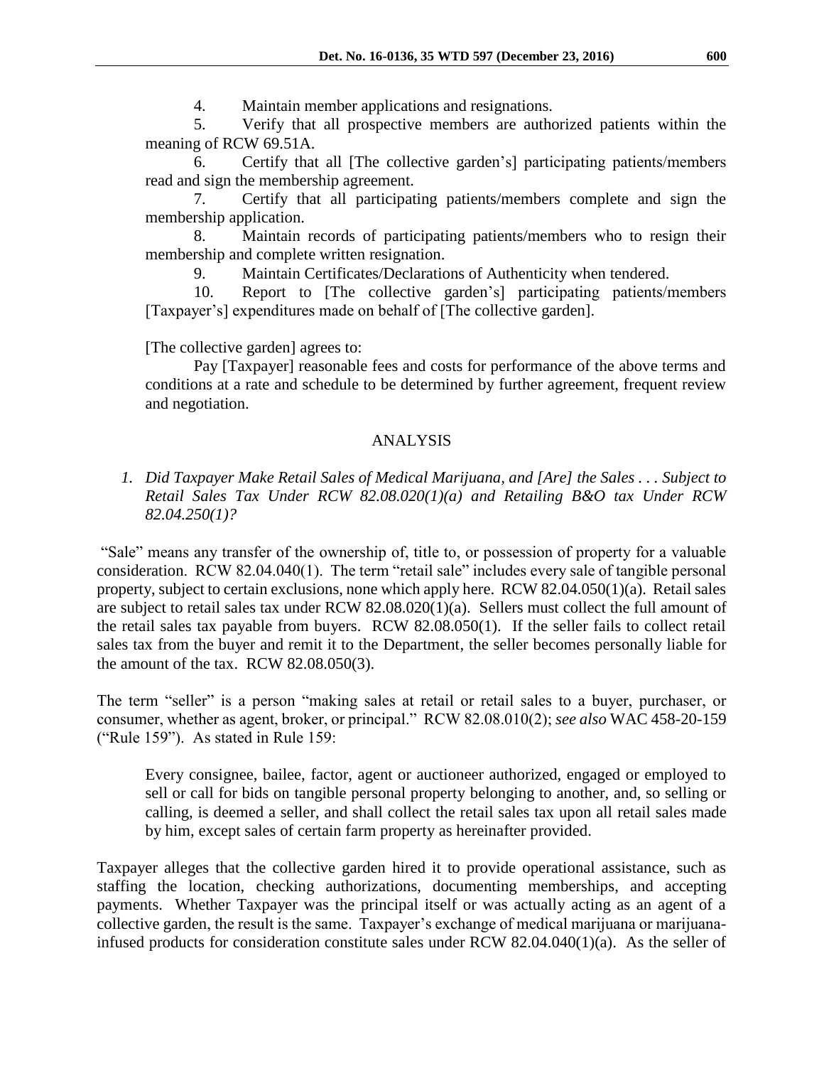4. Maintain member applications and resignations.

5. Verify that all prospective members are authorized patients within the meaning of RCW 69.51A.

6. Certify that all [The collective garden's] participating patients/members read and sign the membership agreement.

7. Certify that all participating patients/members complete and sign the membership application.

8. Maintain records of participating patients/members who to resign their membership and complete written resignation.

9. Maintain Certificates/Declarations of Authenticity when tendered.

10. Report to [The collective garden's] participating patients/members [Taxpayer's] expenditures made on behalf of [The collective garden].

[The collective garden] agrees to:

Pay [Taxpayer] reasonable fees and costs for performance of the above terms and conditions at a rate and schedule to be determined by further agreement, frequent review and negotiation.

## ANALYSIS

*1. Did Taxpayer Make Retail Sales of Medical Marijuana, and [Are] the Sales . . . Subject to Retail Sales Tax Under RCW 82.08.020(1)(a) and Retailing B&O tax Under RCW 82.04.250(1)?*

"Sale" means any transfer of the ownership of, title to, or possession of property for a valuable consideration. RCW 82.04.040(1). The term "retail sale" includes every sale of tangible personal property, subject to certain exclusions, none which apply here. RCW 82.04.050(1)(a). Retail sales are subject to retail sales tax under RCW 82.08.020(1)(a). Sellers must collect the full amount of the retail sales tax payable from buyers. RCW 82.08.050(1). If the seller fails to collect retail sales tax from the buyer and remit it to the Department, the seller becomes personally liable for the amount of the tax. RCW 82.08.050(3).

The term "seller" is a person "making sales at retail or retail sales to a buyer, purchaser, or consumer, whether as agent, broker, or principal." RCW 82.08.010(2); *see also* WAC 458-20-159 ("Rule 159"). As stated in Rule 159:

> Every consignee, bailee, factor, agent or auctioneer authorized, engaged or employed to sell or call for bids on tangible personal property belonging to another, and, so selling or calling, is deemed a seller, and shall collect the retail sales tax upon all retail sales made by him, except sales of certain farm property as hereinafter provided.

Taxpayer alleges that the collective garden hired it to provide operational assistance, such as staffing the location, checking authorizations, documenting memberships, and accepting payments. Whether Taxpayer was the principal itself or was actually acting as an agent of a collective garden, the result is the same. Taxpayer's exchange of medical marijuana or marijuana-infused products for consideration constitute sales under RCW 82.04.040(1)(a). As the seller of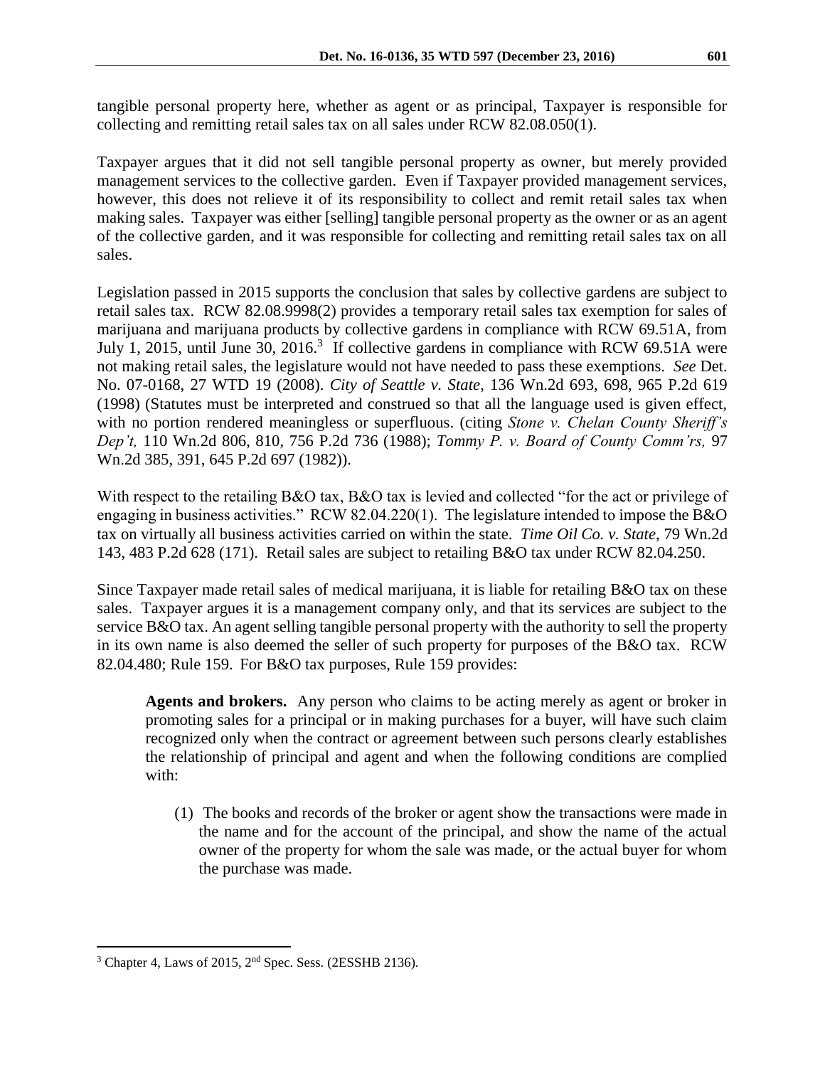tangible personal property here, whether as agent or as principal, Taxpayer is responsible for collecting and remitting retail sales tax on all sales under RCW 82.08.050(1).

Taxpayer argues that it did not sell tangible personal property as owner, but merely provided management services to the collective garden. Even if Taxpayer provided management services, however, this does not relieve it of its responsibility to collect and remit retail sales tax when making sales. Taxpayer was either [selling] tangible personal property as the owner or as an agent of the collective garden, and it was responsible for collecting and remitting retail sales tax on all sales.

Legislation passed in 2015 supports the conclusion that sales by collective gardens are subject to retail sales tax. RCW 82.08.9998(2) provides a temporary retail sales tax exemption for sales of marijuana and marijuana products by collective gardens in compliance with RCW 69.51A, from July 1, 2015, until June 30, 2016.[3] If collective gardens in compliance with RCW 69.51A were not making retail sales, the legislature would not have needed to pass these exemptions. *See* Det. No. 07-0168, 27 WTD 19 (2008). *City of Seattle v. State*, 136 Wn.2d 693, 698, 965 P.2d 619 (1998) (Statutes must be interpreted and construed so that all the language used is given effect, with no portion rendered meaningless or superfluous. (citing *Stone v. Chelan County Sheriff's Dep't,* 110 Wn.2d 806, 810, 756 P.2d 736 (1988); *Tommy P. v. Board of County Comm'rs,* 97 Wn.2d 385, 391, 645 P.2d 697 (1982)).

With respect to the retailing B&O tax, B&O tax is levied and collected "for the act or privilege of engaging in business activities." RCW 82.04.220(1). The legislature intended to impose the B&O tax on virtually all business activities carried on within the state. *Time Oil Co. v. State*, 79 Wn.2d 143, 483 P.2d 628 (171). Retail sales are subject to retailing B&O tax under RCW 82.04.250.

Since Taxpayer made retail sales of medical marijuana, it is liable for retailing B&O tax on these sales. Taxpayer argues it is a management company only, and that its services are subject to the service B&O tax. An agent selling tangible personal property with the authority to sell the property in its own name is also deemed the seller of such property for purposes of the B&O tax. RCW 82.04.480; Rule 159. For B&O tax purposes, Rule 159 provides:

> **Agents and brokers.** Any person who claims to be acting merely as agent or broker in promoting sales for a principal or in making purchases for a buyer, will have such claim recognized only when the contract or agreement between such persons clearly establishes the relationship of principal and agent and when the following conditions are complied with:
>
> (1) The books and records of the broker or agent show the transactions were made in the name and for the account of the principal, and show the name of the actual owner of the property for whom the sale was made, or the actual buyer for whom the purchase was made.

[3] Chapter 4, Laws of 2015, 2nd Spec. Sess. (2ESSHB 2136).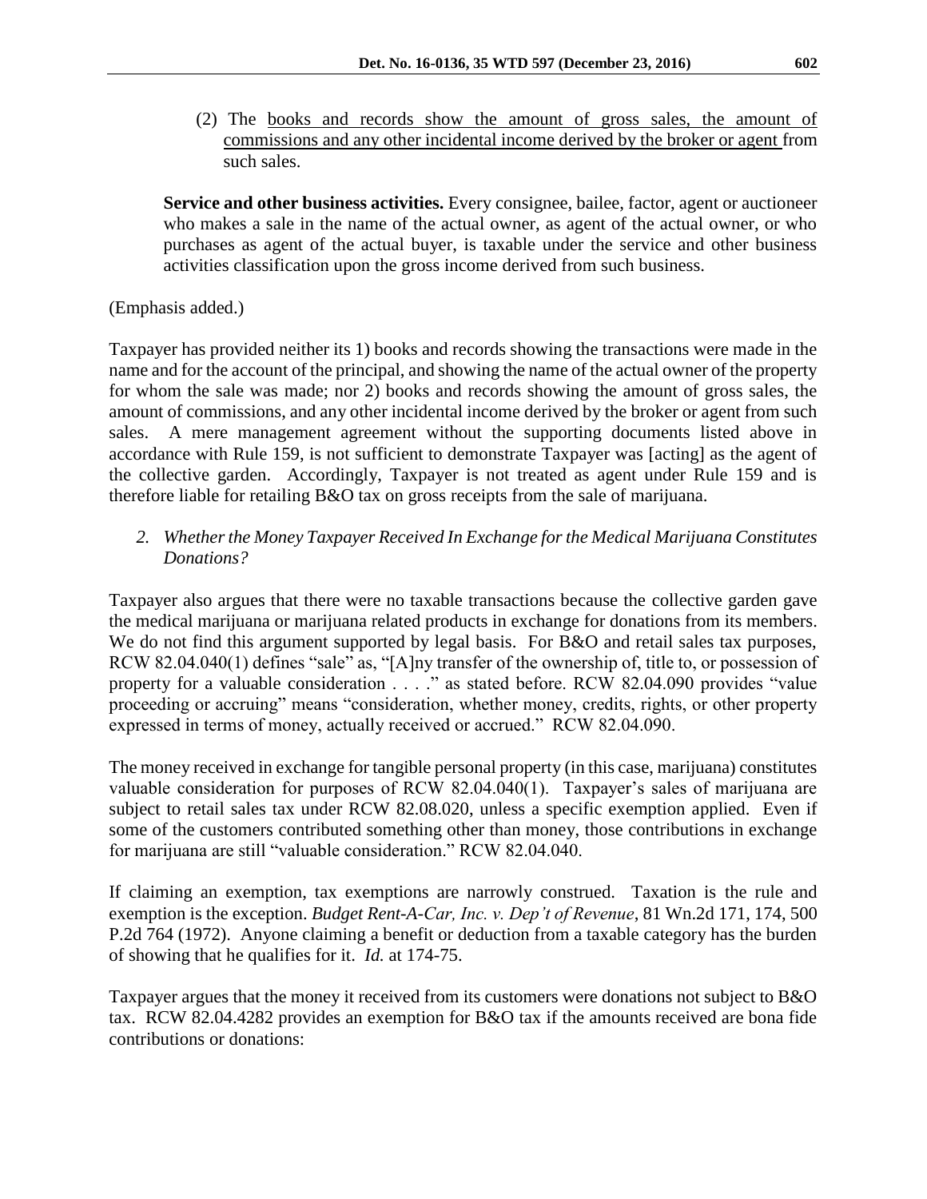(2) The <u>books and records show the amount of gross sales, the amount of commissions and any other incidental income derived by the broker or agent</u> from such sales.

**Service and other business activities.** Every consignee, bailee, factor, agent or auctioneer who makes a sale in the name of the actual owner, as agent of the actual owner, or who purchases as agent of the actual buyer, is taxable under the service and other business activities classification upon the gross income derived from such business.

(Emphasis added.)

Taxpayer has provided neither its 1) books and records showing the transactions were made in the name and for the account of the principal, and showing the name of the actual owner of the property for whom the sale was made; nor 2) books and records showing the amount of gross sales, the amount of commissions, and any other incidental income derived by the broker or agent from such sales. A mere management agreement without the supporting documents listed above in accordance with Rule 159, is not sufficient to demonstrate Taxpayer was [acting] as the agent of the collective garden. Accordingly, Taxpayer is not treated as agent under Rule 159 and is therefore liable for retailing B&O tax on gross receipts from the sale of marijuana.

*2. Whether the Money Taxpayer Received In Exchange for the Medical Marijuana Constitutes Donations?*

Taxpayer also argues that there were no taxable transactions because the collective garden gave the medical marijuana or marijuana related products in exchange for donations from its members. We do not find this argument supported by legal basis. For B&O and retail sales tax purposes, RCW 82.04.040(1) defines "sale" as, "[A]ny transfer of the ownership of, title to, or possession of property for a valuable consideration . . . ." as stated before. RCW 82.04.090 provides "value proceeding or accruing" means "consideration, whether money, credits, rights, or other property expressed in terms of money, actually received or accrued." RCW 82.04.090.

The money received in exchange for tangible personal property (in this case, marijuana) constitutes valuable consideration for purposes of RCW 82.04.040(1). Taxpayer's sales of marijuana are subject to retail sales tax under RCW 82.08.020, unless a specific exemption applied. Even if some of the customers contributed something other than money, those contributions in exchange for marijuana are still "valuable consideration." RCW 82.04.040.

If claiming an exemption, tax exemptions are narrowly construed. Taxation is the rule and exemption is the exception. *Budget Rent-A-Car, Inc. v. Dep't of Revenue*, 81 Wn.2d 171, 174, 500 P.2d 764 (1972). Anyone claiming a benefit or deduction from a taxable category has the burden of showing that he qualifies for it. *Id.* at 174-75.

Taxpayer argues that the money it received from its customers were donations not subject to B&O tax. RCW 82.04.4282 provides an exemption for B&O tax if the amounts received are bona fide contributions or donations: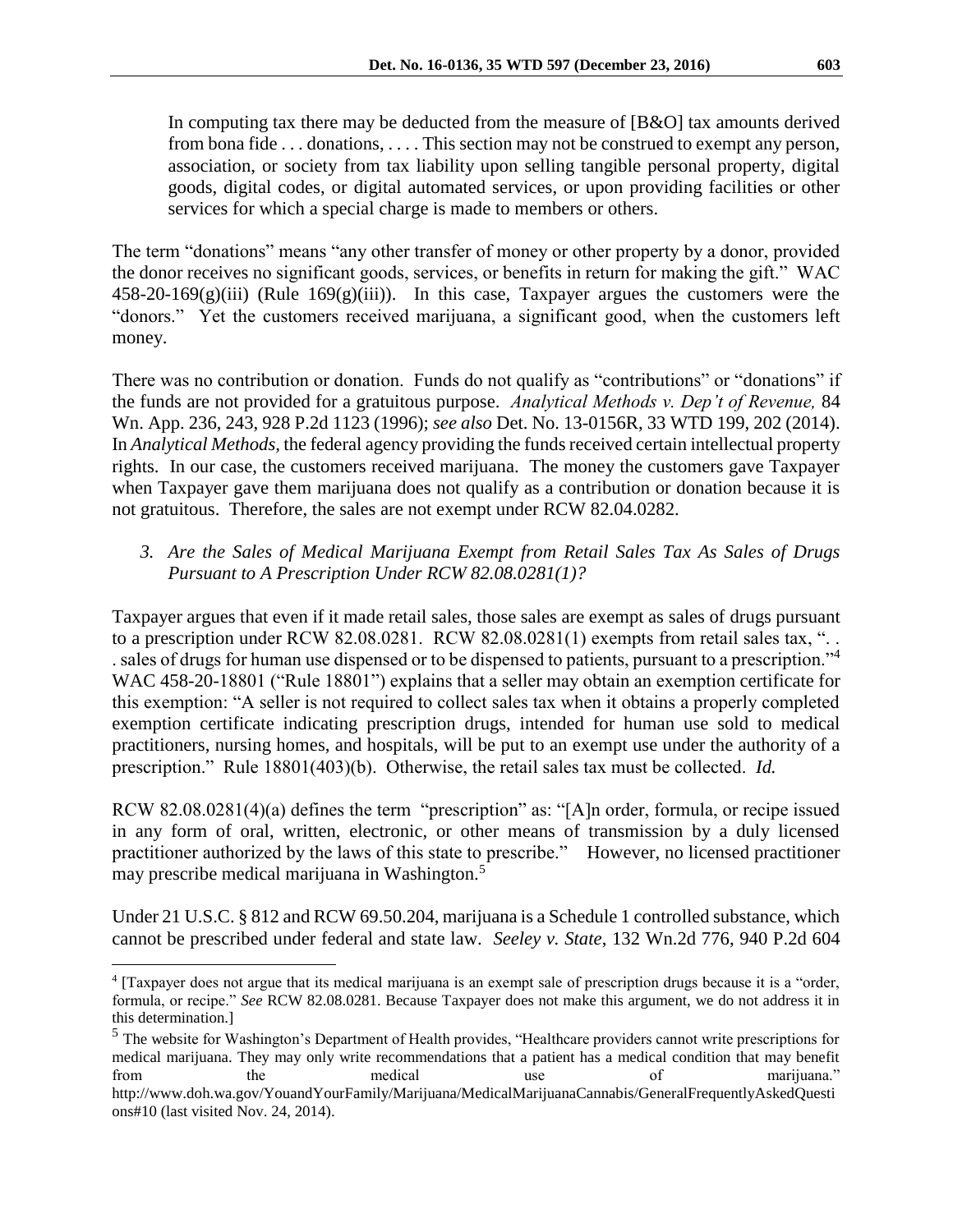> In computing tax there may be deducted from the measure of [B&O] tax amounts derived from bona fide . . . donations, . . . . This section may not be construed to exempt any person, association, or society from tax liability upon selling tangible personal property, digital goods, digital codes, or digital automated services, or upon providing facilities or other services for which a special charge is made to members or others.

The term "donations" means "any other transfer of money or other property by a donor, provided the donor receives no significant goods, services, or benefits in return for making the gift." WAC 458-20-169(g)(iii) (Rule 169(g)(iii)). In this case, Taxpayer argues the customers were the "donors." Yet the customers received marijuana, a significant good, when the customers left money.

There was no contribution or donation. Funds do not qualify as "contributions" or "donations" if the funds are not provided for a gratuitous purpose. *Analytical Methods v. Dep't of Revenue,* 84 Wn. App. 236, 243, 928 P.2d 1123 (1996); *see also* Det. No. 13-0156R, 33 WTD 199, 202 (2014). In *Analytical Methods,* the federal agency providing the funds received certain intellectual property rights. In our case, the customers received marijuana. The money the customers gave Taxpayer when Taxpayer gave them marijuana does not qualify as a contribution or donation because it is not gratuitous. Therefore, the sales are not exempt under RCW 82.04.0282.

### *3. Are the Sales of Medical Marijuana Exempt from Retail Sales Tax As Sales of Drugs Pursuant to A Prescription Under RCW 82.08.0281(1)?*

Taxpayer argues that even if it made retail sales, those sales are exempt as sales of drugs pursuant to a prescription under RCW 82.08.0281. RCW 82.08.0281(1) exempts from retail sales tax, ". . . sales of drugs for human use dispensed or to be dispensed to patients, pursuant to a prescription."[4] WAC 458-20-18801 ("Rule 18801") explains that a seller may obtain an exemption certificate for this exemption: "A seller is not required to collect sales tax when it obtains a properly completed exemption certificate indicating prescription drugs, intended for human use sold to medical practitioners, nursing homes, and hospitals, will be put to an exempt use under the authority of a prescription." Rule 18801(403)(b). Otherwise, the retail sales tax must be collected. *Id.*

RCW 82.08.0281(4)(a) defines the term "prescription" as: "[A]n order, formula, or recipe issued in any form of oral, written, electronic, or other means of transmission by a duly licensed practitioner authorized by the laws of this state to prescribe." However, no licensed practitioner may prescribe medical marijuana in Washington.[5]

Under 21 U.S.C. § 812 and RCW 69.50.204, marijuana is a Schedule 1 controlled substance, which cannot be prescribed under federal and state law. *Seeley v. State*, 132 Wn.2d 776, 940 P.2d 604

---

[4] [Taxpayer does not argue that its medical marijuana is an exempt sale of prescription drugs because it is a "order, formula, or recipe." *See* RCW 82.08.0281. Because Taxpayer does not make this argument, we do not address it in this determination.]

[5] The website for Washington's Department of Health provides, "Healthcare providers cannot write prescriptions for medical marijuana. They may only write recommendations that a patient has a medical condition that may benefit from the medical use of marijuana." http://www.doh.wa.gov/YouandYourFamily/Marijuana/MedicalMarijuanaCannabis/GeneralFrequentlyAskedQuestions#10 (last visited Nov. 24, 2014).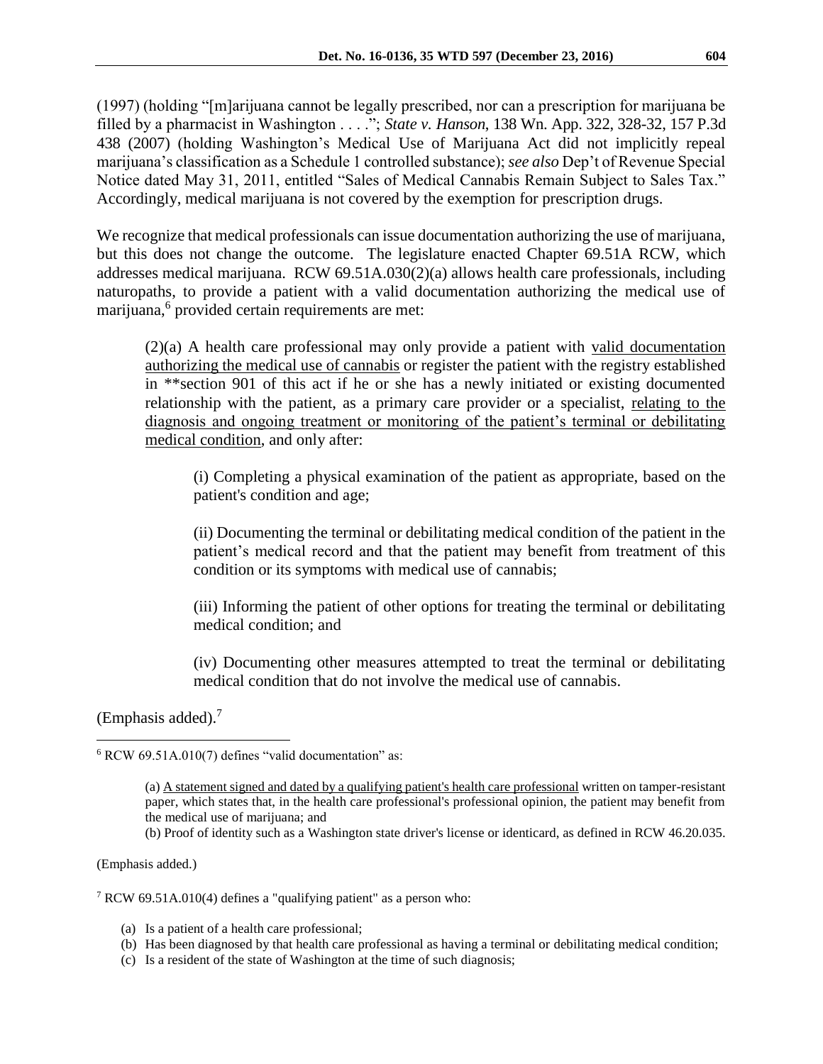(1997) (holding "[m]arijuana cannot be legally prescribed, nor can a prescription for marijuana be filled by a pharmacist in Washington . . . ."; *State v. Hanson*, 138 Wn. App. 322, 328-32, 157 P.3d 438 (2007) (holding Washington's Medical Use of Marijuana Act did not implicitly repeal marijuana's classification as a Schedule 1 controlled substance); *see also* Dep't of Revenue Special Notice dated May 31, 2011, entitled "Sales of Medical Cannabis Remain Subject to Sales Tax." Accordingly, medical marijuana is not covered by the exemption for prescription drugs.

We recognize that medical professionals can issue documentation authorizing the use of marijuana, but this does not change the outcome. The legislature enacted Chapter 69.51A RCW, which addresses medical marijuana. RCW 69.51A.030(2)(a) allows health care professionals, including naturopaths, to provide a patient with a valid documentation authorizing the medical use of marijuana,[6] provided certain requirements are met:

> (2)(a) A health care professional may only provide a patient with <u>valid documentation authorizing the medical use of cannabis</u> or register the patient with the registry established in **section 901 of this act if he or she has a newly initiated or existing documented relationship with the patient, as a primary care provider or a specialist, <u>relating to the diagnosis and ongoing treatment or monitoring of the patient's terminal or debilitating medical condition</u>, and only after:
>
> (i) Completing a physical examination of the patient as appropriate, based on the patient's condition and age;
>
> (ii) Documenting the terminal or debilitating medical condition of the patient in the patient's medical record and that the patient may benefit from treatment of this condition or its symptoms with medical use of cannabis;
>
> (iii) Informing the patient of other options for treating the terminal or debilitating medical condition; and
>
> (iv) Documenting other measures attempted to treat the terminal or debilitating medical condition that do not involve the medical use of cannabis.

(Emphasis added).[7]

---

[6] RCW 69.51A.010(7) defines "valid documentation" as:

> (a) <u>A statement signed and dated by a qualifying patient's health care professional</u> written on tamper-resistant paper, which states that, in the health care professional's professional opinion, the patient may benefit from the medical use of marijuana; and
> (b) Proof of identity such as a Washington state driver's license or identicard, as defined in RCW 46.20.035.

(Emphasis added.)

[7] RCW 69.51A.010(4) defines a "qualifying patient" as a person who:

(a) Is a patient of a health care professional;
(b) Has been diagnosed by that health care professional as having a terminal or debilitating medical condition;
(c) Is a resident of the state of Washington at the time of such diagnosis;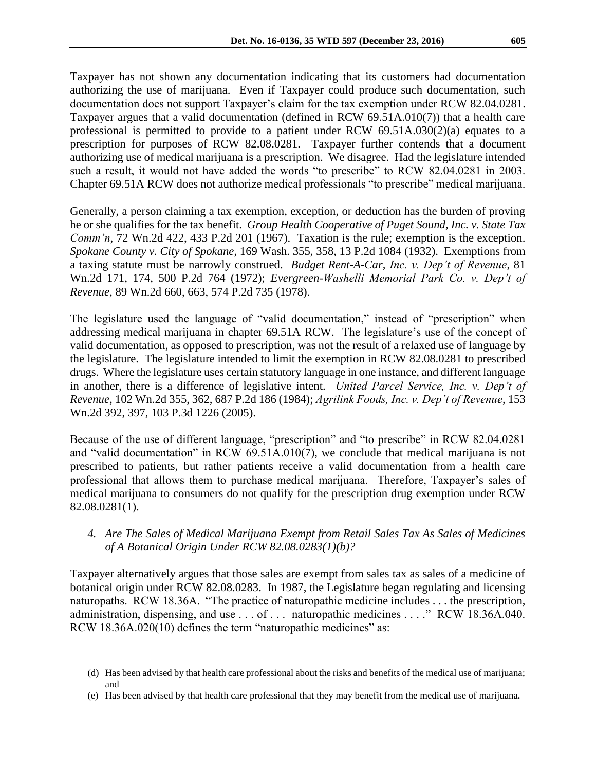Taxpayer has not shown any documentation indicating that its customers had documentation authorizing the use of marijuana. Even if Taxpayer could produce such documentation, such documentation does not support Taxpayer's claim for the tax exemption under RCW 82.04.0281. Taxpayer argues that a valid documentation (defined in RCW 69.51A.010(7)) that a health care professional is permitted to provide to a patient under RCW 69.51A.030(2)(a) equates to a prescription for purposes of RCW 82.08.0281. Taxpayer further contends that a document authorizing use of medical marijuana is a prescription. We disagree. Had the legislature intended such a result, it would not have added the words "to prescribe" to RCW 82.04.0281 in 2003. Chapter 69.51A RCW does not authorize medical professionals "to prescribe" medical marijuana.

Generally, a person claiming a tax exemption, exception, or deduction has the burden of proving he or she qualifies for the tax benefit. *Group Health Cooperative of Puget Sound, Inc. v. State Tax Comm'n*, 72 Wn.2d 422, 433 P.2d 201 (1967). Taxation is the rule; exemption is the exception. *Spokane County v. City of Spokane*, 169 Wash. 355, 358, 13 P.2d 1084 (1932). Exemptions from a taxing statute must be narrowly construed. *Budget Rent-A-Car, Inc. v. Dep't of Revenue*, 81 Wn.2d 171, 174, 500 P.2d 764 (1972); *Evergreen-Washelli Memorial Park Co. v. Dep't of Revenue*, 89 Wn.2d 660, 663, 574 P.2d 735 (1978).

The legislature used the language of "valid documentation," instead of "prescription" when addressing medical marijuana in chapter 69.51A RCW. The legislature's use of the concept of valid documentation, as opposed to prescription, was not the result of a relaxed use of language by the legislature. The legislature intended to limit the exemption in RCW 82.08.0281 to prescribed drugs. Where the legislature uses certain statutory language in one instance, and different language in another, there is a difference of legislative intent. *United Parcel Service, Inc. v. Dep't of Revenue*, 102 Wn.2d 355, 362, 687 P.2d 186 (1984); *Agrilink Foods, Inc. v. Dep't of Revenue*, 153 Wn.2d 392, 397, 103 P.3d 1226 (2005).

Because of the use of different language, "prescription" and "to prescribe" in RCW 82.04.0281 and "valid documentation" in RCW 69.51A.010(7), we conclude that medical marijuana is not prescribed to patients, but rather patients receive a valid documentation from a health care professional that allows them to purchase medical marijuana. Therefore, Taxpayer's sales of medical marijuana to consumers do not qualify for the prescription drug exemption under RCW 82.08.0281(1).

### *4. Are The Sales of Medical Marijuana Exempt from Retail Sales Tax As Sales of Medicines of A Botanical Origin Under RCW 82.08.0283(1)(b)?*

Taxpayer alternatively argues that those sales are exempt from sales tax as sales of a medicine of botanical origin under RCW 82.08.0283. In 1987, the Legislature began regulating and licensing naturopaths. RCW 18.36A. "The practice of naturopathic medicine includes . . . the prescription, administration, dispensing, and use . . . of . . . naturopathic medicines . . . ." RCW 18.36A.040. RCW 18.36A.020(10) defines the term "naturopathic medicines" as:

---

(d) Has been advised by that health care professional about the risks and benefits of the medical use of marijuana; and

(e) Has been advised by that health care professional that they may benefit from the medical use of marijuana.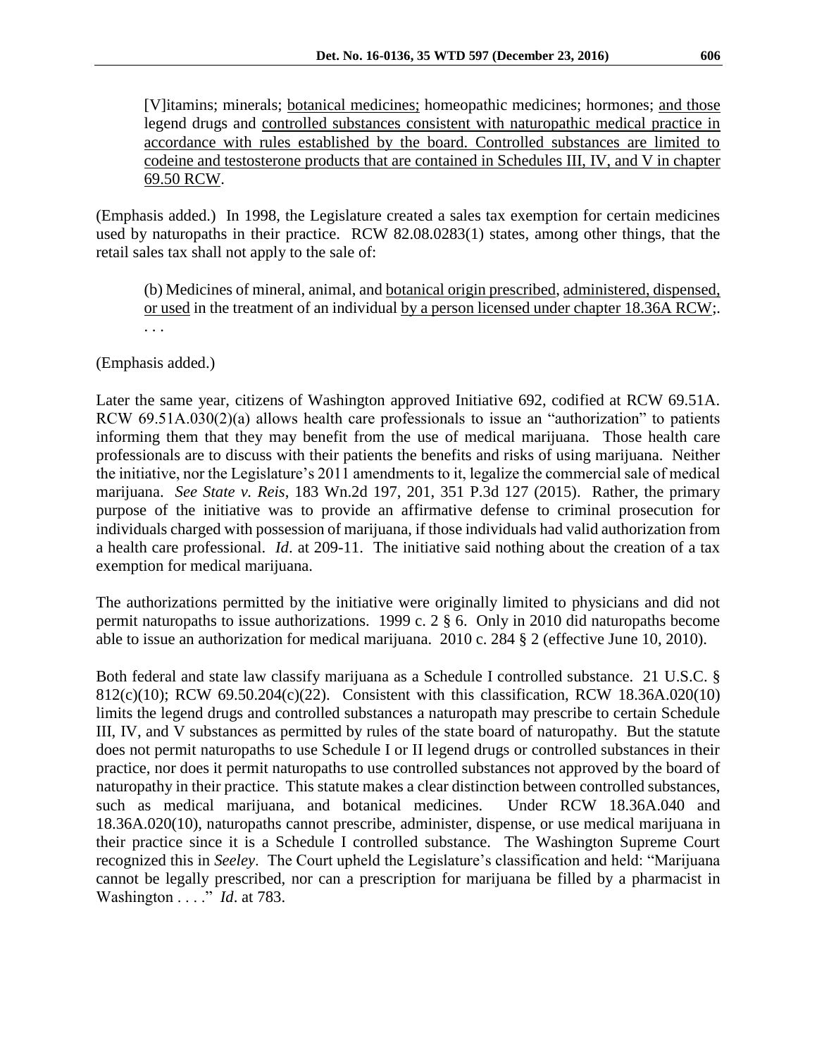> [V]itamins; minerals; <u>botanical medicines;</u> homeopathic medicines; hormones; <u>and those</u> legend drugs and <u>controlled substances consistent with naturopathic medical practice in accordance with rules established by the board. Controlled substances are limited to codeine and testosterone products that are contained in Schedules III, IV, and V in chapter 69.50 RCW</u>.

(Emphasis added.) In 1998, the Legislature created a sales tax exemption for certain medicines used by naturopaths in their practice. RCW 82.08.0283(1) states, among other things, that the retail sales tax shall not apply to the sale of:

> (b) Medicines of mineral, animal, and <u>botanical origin prescribed</u>, <u>administered, dispensed, or used</u> in the treatment of an individual <u>by a person licensed under chapter 18.36A RCW</u>;. . . .

(Emphasis added.)

Later the same year, citizens of Washington approved Initiative 692, codified at RCW 69.51A. RCW 69.51A.030(2)(a) allows health care professionals to issue an "authorization" to patients informing them that they may benefit from the use of medical marijuana. Those health care professionals are to discuss with their patients the benefits and risks of using marijuana. Neither the initiative, nor the Legislature's 2011 amendments to it, legalize the commercial sale of medical marijuana. *See State v. Reis*, 183 Wn.2d 197, 201, 351 P.3d 127 (2015). Rather, the primary purpose of the initiative was to provide an affirmative defense to criminal prosecution for individuals charged with possession of marijuana, if those individuals had valid authorization from a health care professional. *Id*. at 209-11. The initiative said nothing about the creation of a tax exemption for medical marijuana.

The authorizations permitted by the initiative were originally limited to physicians and did not permit naturopaths to issue authorizations. 1999 c. 2 § 6. Only in 2010 did naturopaths become able to issue an authorization for medical marijuana. 2010 c. 284 § 2 (effective June 10, 2010).

Both federal and state law classify marijuana as a Schedule I controlled substance. 21 U.S.C. § 812(c)(10); RCW 69.50.204(c)(22). Consistent with this classification, RCW 18.36A.020(10) limits the legend drugs and controlled substances a naturopath may prescribe to certain Schedule III, IV, and V substances as permitted by rules of the state board of naturopathy. But the statute does not permit naturopaths to use Schedule I or II legend drugs or controlled substances in their practice, nor does it permit naturopaths to use controlled substances not approved by the board of naturopathy in their practice. This statute makes a clear distinction between controlled substances, such as medical marijuana, and botanical medicines. Under RCW 18.36A.040 and 18.36A.020(10), naturopaths cannot prescribe, administer, dispense, or use medical marijuana in their practice since it is a Schedule I controlled substance. The Washington Supreme Court recognized this in *Seeley*. The Court upheld the Legislature's classification and held: "Marijuana cannot be legally prescribed, nor can a prescription for marijuana be filled by a pharmacist in Washington . . . ." *Id*. at 783.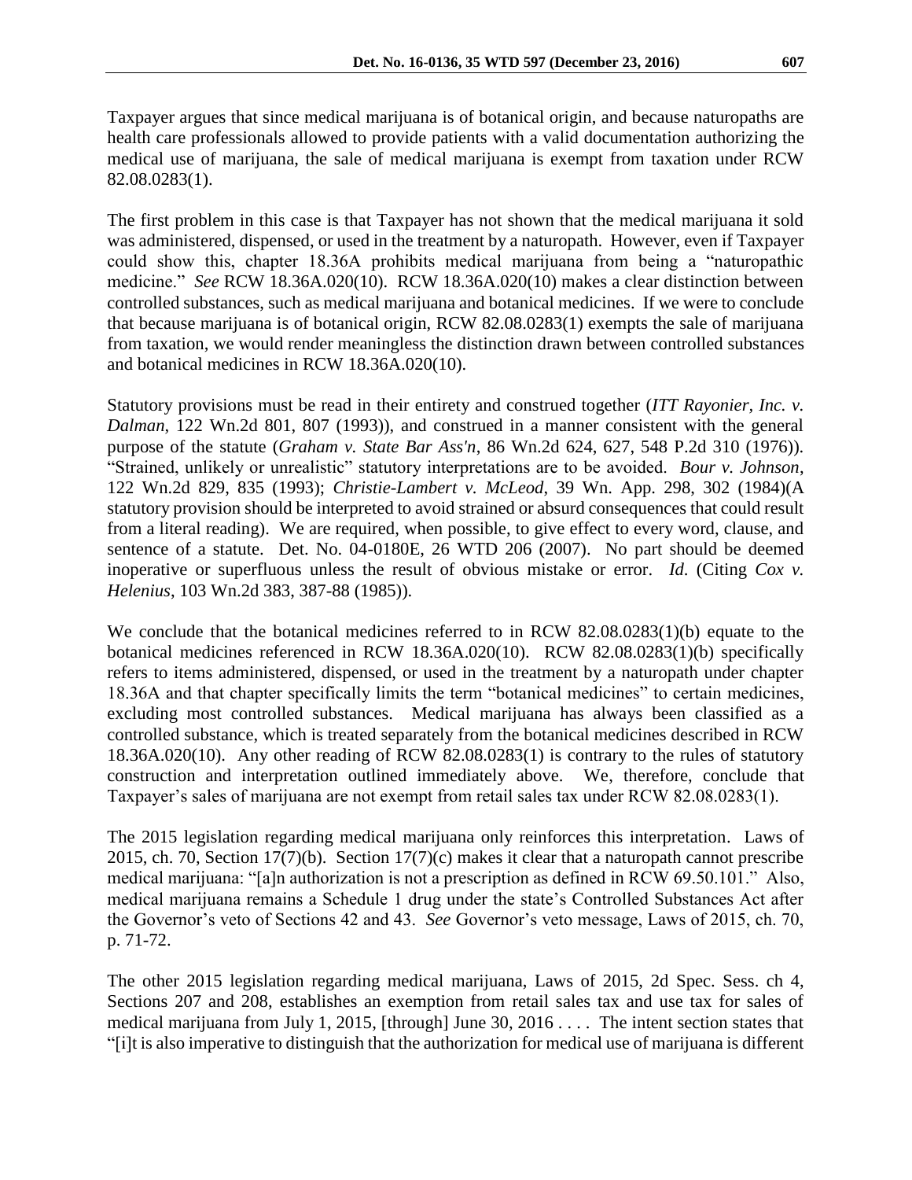Taxpayer argues that since medical marijuana is of botanical origin, and because naturopaths are health care professionals allowed to provide patients with a valid documentation authorizing the medical use of marijuana, the sale of medical marijuana is exempt from taxation under RCW 82.08.0283(1).

The first problem in this case is that Taxpayer has not shown that the medical marijuana it sold was administered, dispensed, or used in the treatment by a naturopath. However, even if Taxpayer could show this, chapter 18.36A prohibits medical marijuana from being a "naturopathic medicine." *See* RCW 18.36A.020(10). RCW 18.36A.020(10) makes a clear distinction between controlled substances, such as medical marijuana and botanical medicines. If we were to conclude that because marijuana is of botanical origin, RCW 82.08.0283(1) exempts the sale of marijuana from taxation, we would render meaningless the distinction drawn between controlled substances and botanical medicines in RCW 18.36A.020(10).

Statutory provisions must be read in their entirety and construed together (*ITT Rayonier, Inc. v. Dalman*, 122 Wn.2d 801, 807 (1993)), and construed in a manner consistent with the general purpose of the statute (*Graham v. State Bar Ass'n*, 86 Wn.2d 624, 627, 548 P.2d 310 (1976)). "Strained, unlikely or unrealistic" statutory interpretations are to be avoided. *Bour v. Johnson*, 122 Wn.2d 829, 835 (1993); *Christie-Lambert v. McLeod*, 39 Wn. App. 298, 302 (1984)(A statutory provision should be interpreted to avoid strained or absurd consequences that could result from a literal reading). We are required, when possible, to give effect to every word, clause, and sentence of a statute. Det. No. 04-0180E, 26 WTD 206 (2007). No part should be deemed inoperative or superfluous unless the result of obvious mistake or error. *Id*. (Citing *Cox v. Helenius*, 103 Wn.2d 383, 387-88 (1985)).

We conclude that the botanical medicines referred to in RCW 82.08.0283(1)(b) equate to the botanical medicines referenced in RCW 18.36A.020(10). RCW 82.08.0283(1)(b) specifically refers to items administered, dispensed, or used in the treatment by a naturopath under chapter 18.36A and that chapter specifically limits the term "botanical medicines" to certain medicines, excluding most controlled substances. Medical marijuana has always been classified as a controlled substance, which is treated separately from the botanical medicines described in RCW 18.36A.020(10). Any other reading of RCW 82.08.0283(1) is contrary to the rules of statutory construction and interpretation outlined immediately above. We, therefore, conclude that Taxpayer's sales of marijuana are not exempt from retail sales tax under RCW 82.08.0283(1).

The 2015 legislation regarding medical marijuana only reinforces this interpretation. Laws of 2015, ch. 70, Section 17(7)(b). Section 17(7)(c) makes it clear that a naturopath cannot prescribe medical marijuana: "[a]n authorization is not a prescription as defined in RCW 69.50.101." Also, medical marijuana remains a Schedule 1 drug under the state's Controlled Substances Act after the Governor's veto of Sections 42 and 43. *See* Governor's veto message, Laws of 2015, ch. 70, p. 71-72.

The other 2015 legislation regarding medical marijuana, Laws of 2015, 2d Spec. Sess. ch 4, Sections 207 and 208, establishes an exemption from retail sales tax and use tax for sales of medical marijuana from July 1, 2015, [through] June 30, 2016 . . . . The intent section states that "[i]t is also imperative to distinguish that the authorization for medical use of marijuana is different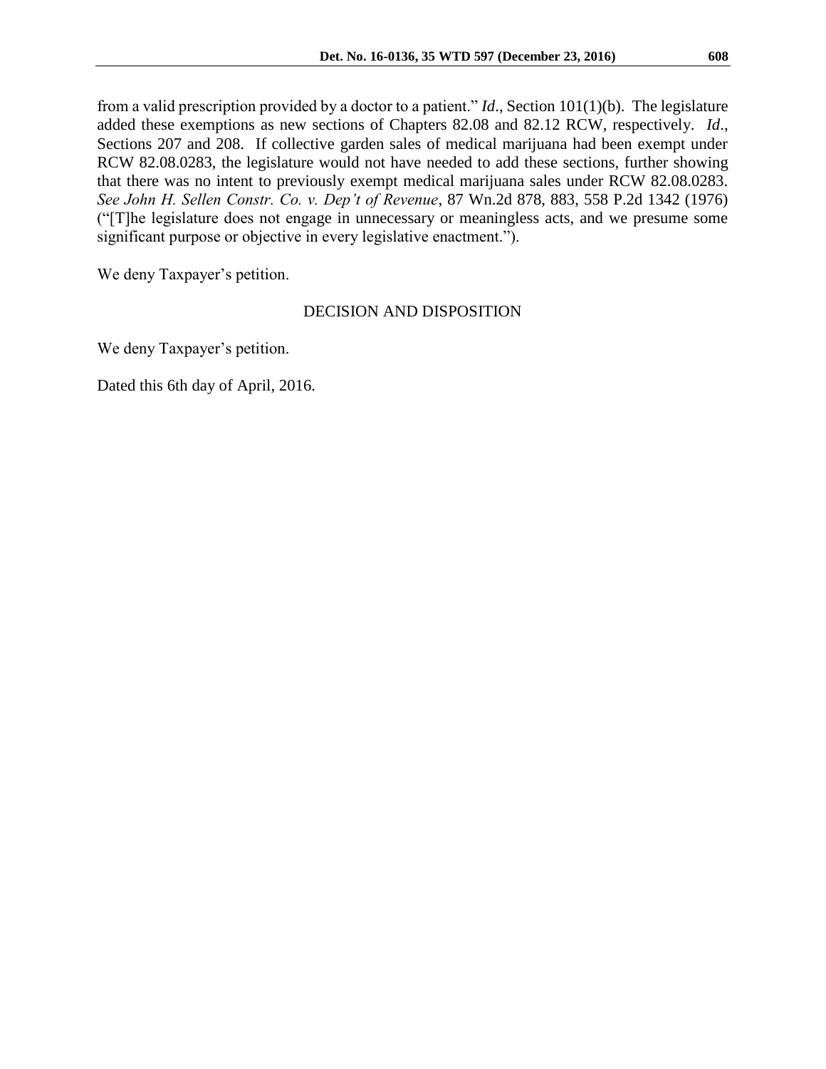from a valid prescription provided by a doctor to a patient." *Id*., Section 101(1)(b). The legislature added these exemptions as new sections of Chapters 82.08 and 82.12 RCW, respectively. *Id*., Sections 207 and 208. If collective garden sales of medical marijuana had been exempt under RCW 82.08.0283, the legislature would not have needed to add these sections, further showing that there was no intent to previously exempt medical marijuana sales under RCW 82.08.0283. *See John H. Sellen Constr. Co. v. Dep't of Revenue*, 87 Wn.2d 878, 883, 558 P.2d 1342 (1976) ("[T]he legislature does not engage in unnecessary or meaningless acts, and we presume some significant purpose or objective in every legislative enactment.").

We deny Taxpayer's petition.

## DECISION AND DISPOSITION

We deny Taxpayer's petition.

Dated this 6th day of April, 2016.